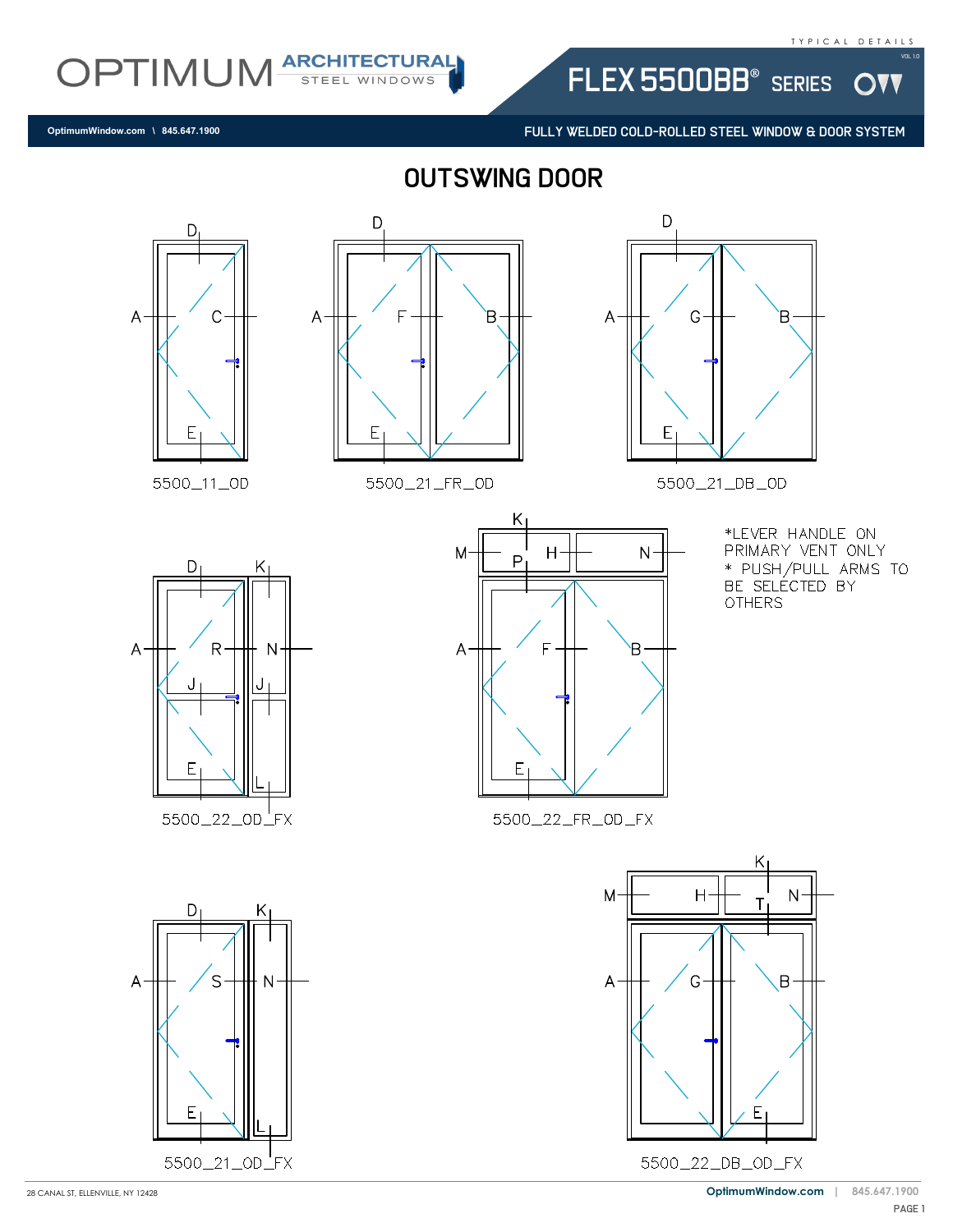# OUTSWING DOOR

5500_11_OD

5500_21_FR_OD

5500_21_DB_OD

5500_22_OD_FX

5500_22_FR_OD_FX

*LEVER HANDLE ON PRIMARY VENT ONLY
* PUSH/PULL ARMS TO BE SELECTED BY OTHERS

5500_21_OD_FX

5500_22_DB_OD_FX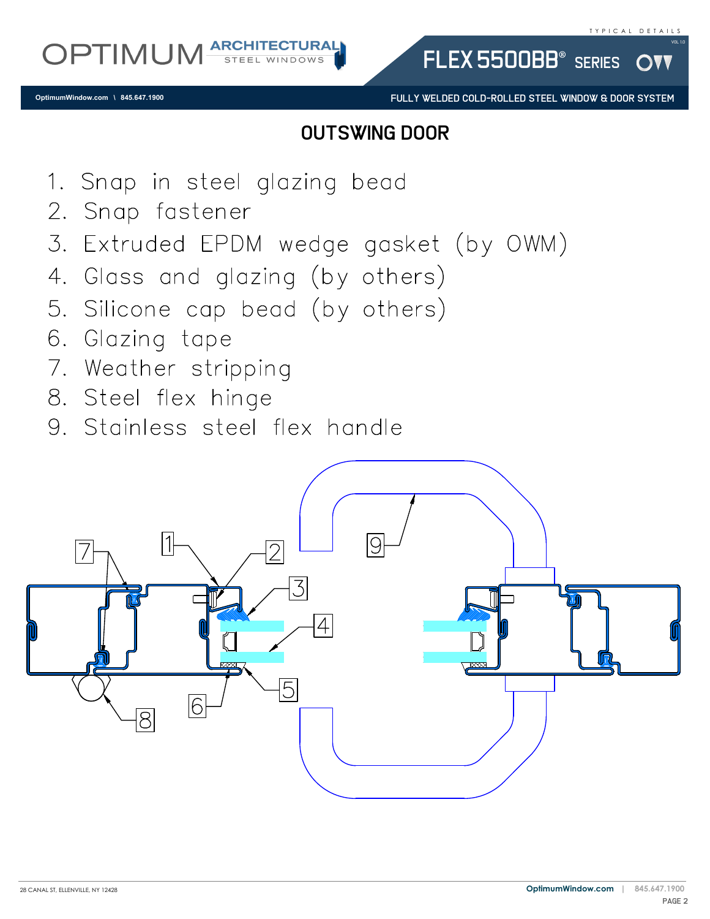## OUTSWING DOOR

1. Snap in steel glazing bead
2. Snap fastener
3. Extruded EPDM wedge gasket (by OWM)
4. Glass and glazing (by others)
5. Silicone cap bead (by others)
6. Glazing tape
7. Weather stripping
8. Steel flex hinge
9. Stainless steel flex handle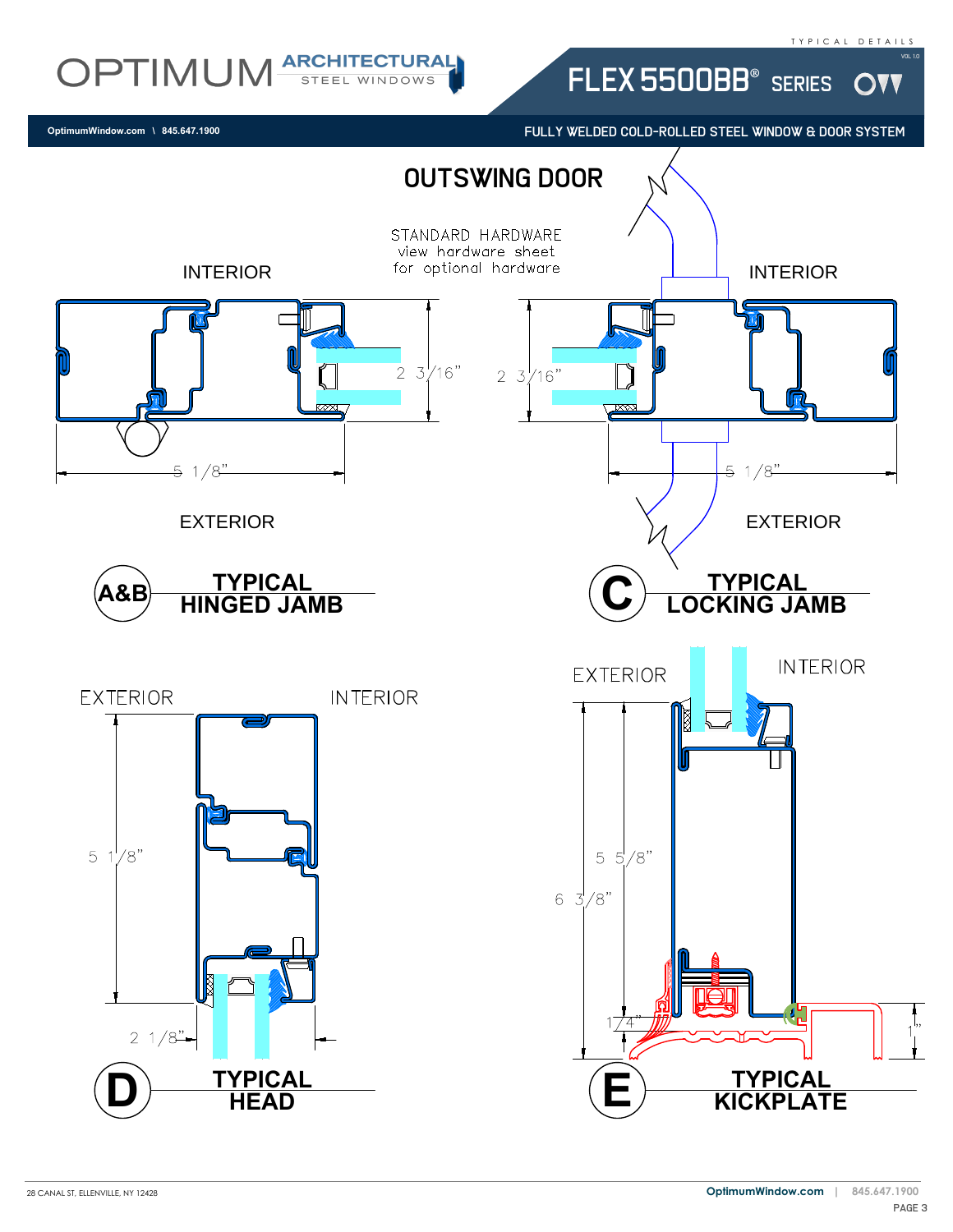# OUTSWING DOOR

STANDARD HARDWARE
view hardware sheet
for optional hardware

INTERIOR

2 3/16"

5 1/8"

EXTERIOR

## A&B TYPICAL HINGED JAMB

INTERIOR

2 3/16"

5 1/8"

EXTERIOR

## C TYPICAL LOCKING JAMB

EXTERIOR

INTERIOR

5 1/8"

2 1/8"

## D TYPICAL HEAD

EXTERIOR

INTERIOR

5 5/8"

6 3/8"

1/4"

1"

## E TYPICAL KICKPLATE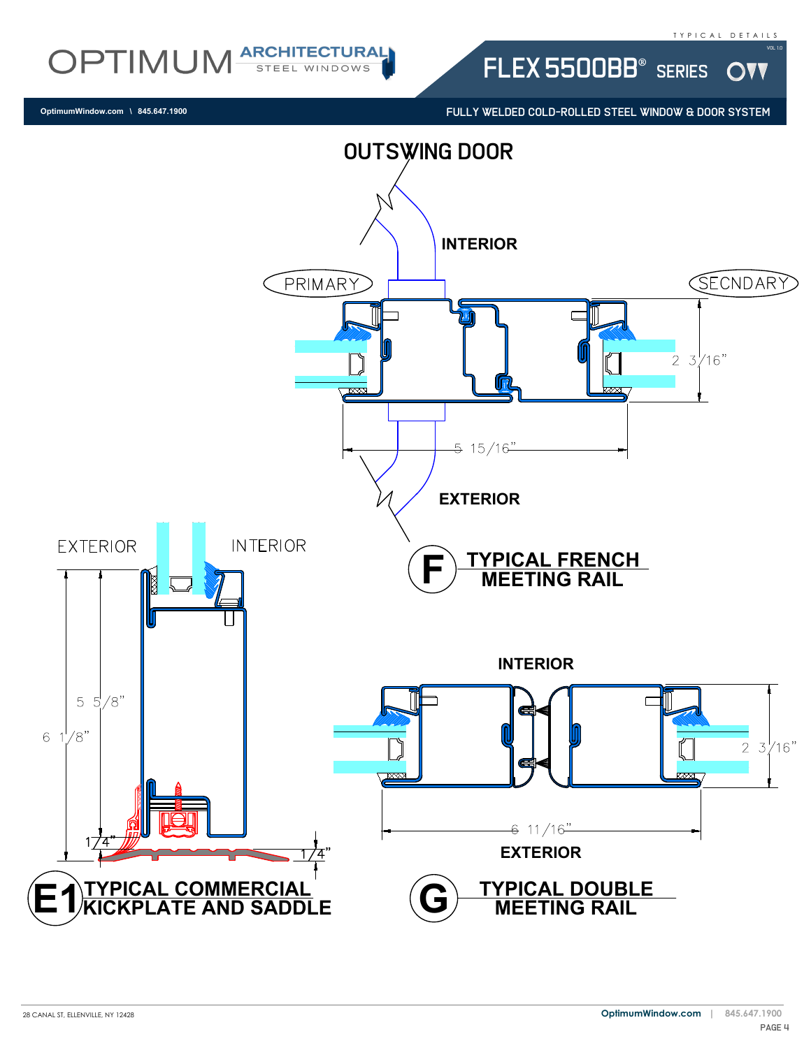# OUTSWING DOOR

INTERIOR

PRIMARY

SECNDARY

2 3/16"

5 15/16"

EXTERIOR

## F TYPICAL FRENCH MEETING RAIL

EXTERIOR

INTERIOR

5 5/8"

6 1/8"

1/4"

1/4"

## E1 TYPICAL COMMERCIAL KICKPLATE AND SADDLE

INTERIOR

2 3/16"

6 11/16"

EXTERIOR

## G TYPICAL DOUBLE MEETING RAIL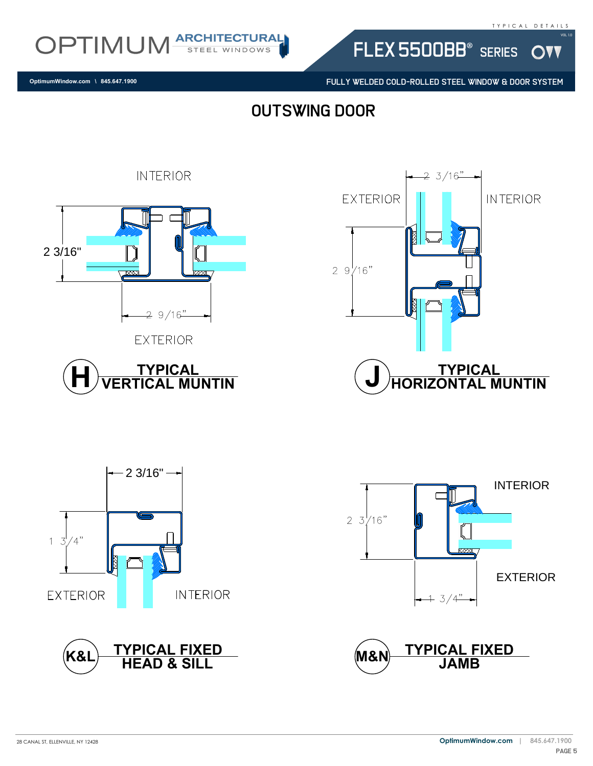# OUTSWING DOOR

INTERIOR

2 3/16"

2 9/16"

EXTERIOR

**H** **TYPICAL VERTICAL MUNTIN**

2 3/16"

EXTERIOR

INTERIOR

2 9/16"

**J** **TYPICAL HORIZONTAL MUNTIN**

2 3/16"

1 3/4"

EXTERIOR

INTERIOR

**K&L** **TYPICAL FIXED HEAD & SILL**

INTERIOR

2 3/16"

EXTERIOR

1 3/4"

**M&N** **TYPICAL FIXED JAMB**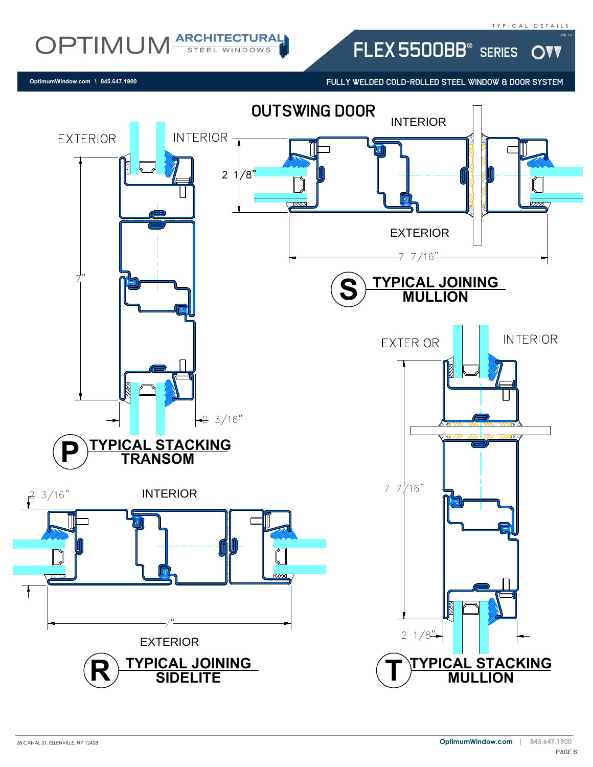## OUTSWING DOOR

INTERIOR

2 1/8"

EXTERIOR

7 7/16"

### S TYPICAL JOINING MULLION

EXTERIOR

INTERIOR

7"

2 3/16"

### P TYPICAL STACKING TRANSOM

2 3/16"

INTERIOR

7"

EXTERIOR

### R TYPICAL JOINING SIDELITE

EXTERIOR

INTERIOR

7 7/16"

2 1/8"

### T TYPICAL STACKING MULLION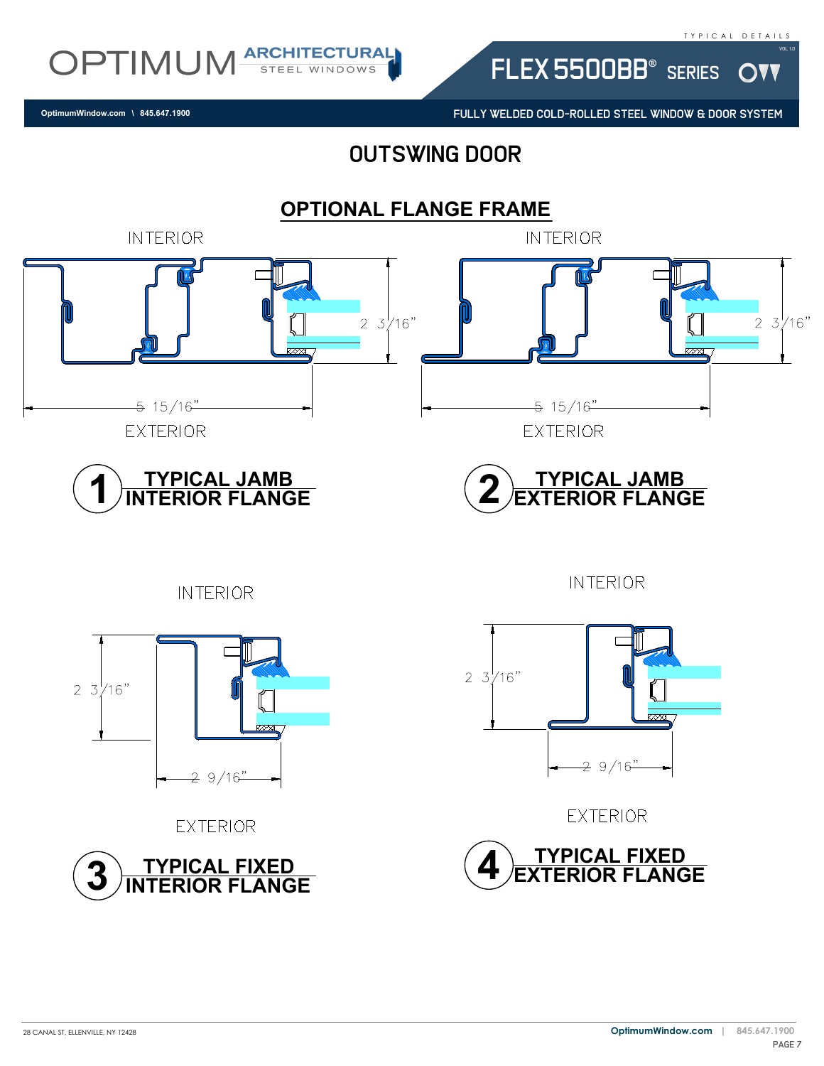# OUTSWING DOOR

## OPTIONAL FLANGE FRAME

INTERIOR

2 3/16"

5 15/16"

EXTERIOR

**1 TYPICAL JAMB INTERIOR FLANGE**

INTERIOR

2 3/16"

5 15/16"

EXTERIOR

**2 TYPICAL JAMB EXTERIOR FLANGE**

INTERIOR

2 3/16"

2 9/16"

EXTERIOR

**3 TYPICAL FIXED INTERIOR FLANGE**

INTERIOR

2 3/16"

2 9/16"

EXTERIOR

**4 TYPICAL FIXED EXTERIOR FLANGE**